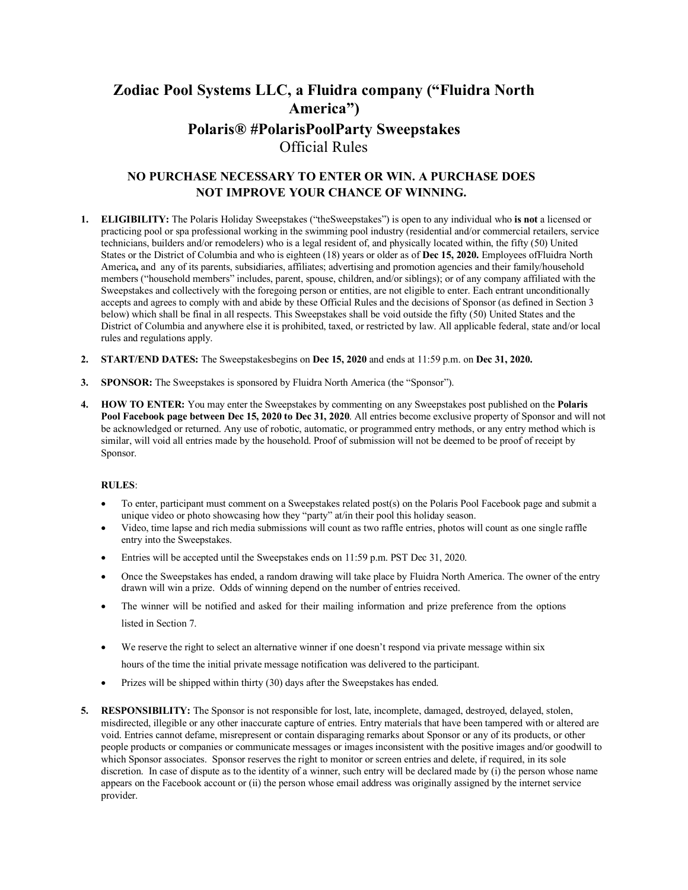# Zodiac Pool Systems LLC, a Fluidra company ("Fluidra North America")

## Polaris® #PolarisPoolParty Sweepstakes

Official Rules

### NO PURCHASE NECESSARY TO ENTER OR WIN. A PURCHASE DOES NOT IMPROVE YOUR CHANCE OF WINNING.

1. **ELIGIBILITY:** The Polaris Holiday Sweepstakes ("theSweepstakes") is open to any individual who **is not** a licensed or practicing pool or spa professional working in the swimming pool industry (residential and/or commercial retailers, service technicians, builders and/or remodelers) who is a legal resident of, and physically located within, the fifty (50) United States or the District of Columbia and who is eighteen (18) years or older as of **Dec 15, 2020.** Employees ofFluidra North America**,** and any of its parents, subsidiaries, affiliates; advertising and promotion agencies and their family/household members ("household members" includes, parent, spouse, children, and/or siblings); or of any company affiliated with the Sweepstakes and collectively with the foregoing person or entities, are not eligible to enter. Each entrant unconditionally accepts and agrees to comply with and abide by these Official Rules and the decisions of Sponsor (as defined in Section 3 below) which shall be final in all respects. This Sweepstakes shall be void outside the fifty (50) United States and the District of Columbia and anywhere else it is prohibited, taxed, or restricted by law. All applicable federal, state and/or local rules and regulations apply.

2. **START/END DATES:** The Sweepstakesbegins on **Dec 15, 2020** and ends at 11:59 p.m. on **Dec 31, 2020.**

3. **SPONSOR:** The Sweepstakes is sponsored by Fluidra North America (the "Sponsor").

4. **HOW TO ENTER:** You may enter the Sweepstakes by commenting on any Sweepstakes post published on the **Polaris Pool Facebook page between Dec 15, 2020 to Dec 31, 2020**. All entries become exclusive property of Sponsor and will not be acknowledged or returned. Any use of robotic, automatic, or programmed entry methods, or any entry method which is similar, will void all entries made by the household. Proof of submission will not be deemed to be proof of receipt by Sponsor.

   **RULES**:

   - To enter, participant must comment on a Sweepstakes related post(s) on the Polaris Pool Facebook page and submit a unique video or photo showcasing how they "party" at/in their pool this holiday season.
   - Video, time lapse and rich media submissions will count as two raffle entries, photos will count as one single raffle entry into the Sweepstakes.
   - Entries will be accepted until the Sweepstakes ends on 11:59 p.m. PST Dec 31, 2020.
   - Once the Sweepstakes has ended, a random drawing will take place by Fluidra North America. The owner of the entry drawn will win a prize. Odds of winning depend on the number of entries received.
   - The winner will be notified and asked for their mailing information and prize preference from the options listed in Section 7.
   - We reserve the right to select an alternative winner if one doesn't respond via private message within six hours of the time the initial private message notification was delivered to the participant.
   - Prizes will be shipped within thirty (30) days after the Sweepstakes has ended.

5. **RESPONSIBILITY:** The Sponsor is not responsible for lost, late, incomplete, damaged, destroyed, delayed, stolen, misdirected, illegible or any other inaccurate capture of entries. Entry materials that have been tampered with or altered are void. Entries cannot defame, misrepresent or contain disparaging remarks about Sponsor or any of its products, or other people products or companies or communicate messages or images inconsistent with the positive images and/or goodwill to which Sponsor associates. Sponsor reserves the right to monitor or screen entries and delete, if required, in its sole discretion. In case of dispute as to the identity of a winner, such entry will be declared made by (i) the person whose name appears on the Facebook account or (ii) the person whose email address was originally assigned by the internet service provider.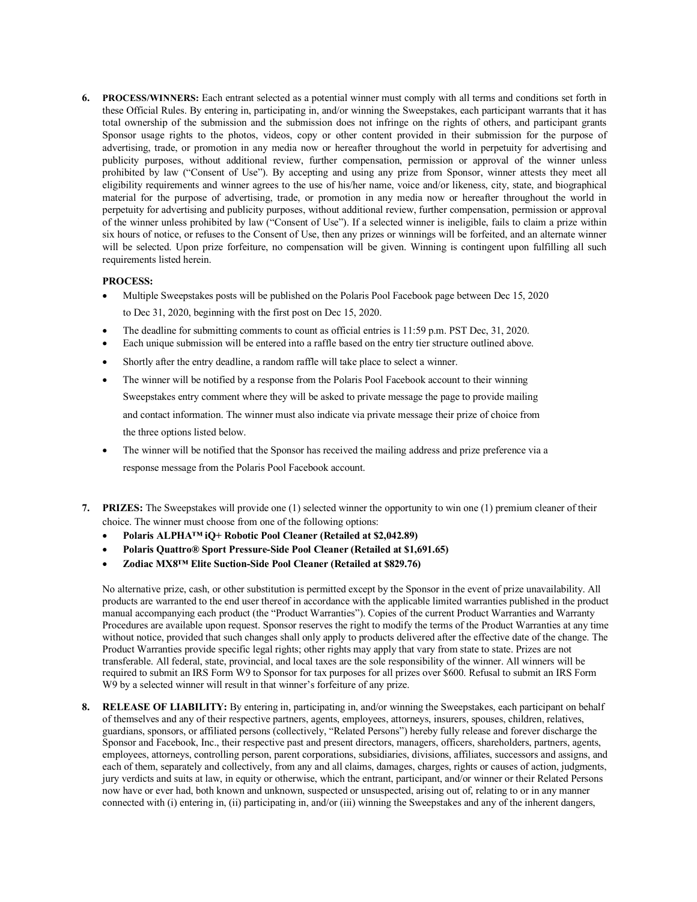6. **PROCESS/WINNERS:** Each entrant selected as a potential winner must comply with all terms and conditions set forth in these Official Rules. By entering in, participating in, and/or winning the Sweepstakes, each participant warrants that it has total ownership of the submission and the submission does not infringe on the rights of others, and participant grants Sponsor usage rights to the photos, videos, copy or other content provided in their submission for the purpose of advertising, trade, or promotion in any media now or hereafter throughout the world in perpetuity for advertising and publicity purposes, without additional review, further compensation, permission or approval of the winner unless prohibited by law ("Consent of Use"). By accepting and using any prize from Sponsor, winner attests they meet all eligibility requirements and winner agrees to the use of his/her name, voice and/or likeness, city, state, and biographical material for the purpose of advertising, trade, or promotion in any media now or hereafter throughout the world in perpetuity for advertising and publicity purposes, without additional review, further compensation, permission or approval of the winner unless prohibited by law ("Consent of Use"). If a selected winner is ineligible, fails to claim a prize within six hours of notice, or refuses to the Consent of Use, then any prizes or winnings will be forfeited, and an alternate winner will be selected. Upon prize forfeiture, no compensation will be given. Winning is contingent upon fulfilling all such requirements listed herein.

   **PROCESS:**

   - Multiple Sweepstakes posts will be published on the Polaris Pool Facebook page between Dec 15, 2020 to Dec 31, 2020, beginning with the first post on Dec 15, 2020.
   - The deadline for submitting comments to count as official entries is 11:59 p.m. PST Dec, 31, 2020.
   - Each unique submission will be entered into a raffle based on the entry tier structure outlined above.
   - Shortly after the entry deadline, a random raffle will take place to select a winner.
   - The winner will be notified by a response from the Polaris Pool Facebook account to their winning Sweepstakes entry comment where they will be asked to private message the page to provide mailing and contact information. The winner must also indicate via private message their prize of choice from the three options listed below.
   - The winner will be notified that the Sponsor has received the mailing address and prize preference via a response message from the Polaris Pool Facebook account.

7. **PRIZES:** The Sweepstakes will provide one (1) selected winner the opportunity to win one (1) premium cleaner of their choice. The winner must choose from one of the following options:

   - **Polaris ALPHA™ iQ+ Robotic Pool Cleaner (Retailed at $2,042.89)**
   - **Polaris Quattro® Sport Pressure-Side Pool Cleaner (Retailed at $1,691.65)**
   - **Zodiac MX8™ Elite Suction-Side Pool Cleaner (Retailed at $829.76)**

   No alternative prize, cash, or other substitution is permitted except by the Sponsor in the event of prize unavailability. All products are warranted to the end user thereof in accordance with the applicable limited warranties published in the product manual accompanying each product (the "Product Warranties"). Copies of the current Product Warranties and Warranty Procedures are available upon request. Sponsor reserves the right to modify the terms of the Product Warranties at any time without notice, provided that such changes shall only apply to products delivered after the effective date of the change. The Product Warranties provide specific legal rights; other rights may apply that vary from state to state. Prizes are not transferable. All federal, state, provincial, and local taxes are the sole responsibility of the winner. All winners will be required to submit an IRS Form W9 to Sponsor for tax purposes for all prizes over $600. Refusal to submit an IRS Form W9 by a selected winner will result in that winner's forfeiture of any prize.

8. **RELEASE OF LIABILITY:** By entering in, participating in, and/or winning the Sweepstakes, each participant on behalf of themselves and any of their respective partners, agents, employees, attorneys, insurers, spouses, children, relatives, guardians, sponsors, or affiliated persons (collectively, "Related Persons") hereby fully release and forever discharge the Sponsor and Facebook, Inc., their respective past and present directors, managers, officers, shareholders, partners, agents, employees, attorneys, controlling person, parent corporations, subsidiaries, divisions, affiliates, successors and assigns, and each of them, separately and collectively, from any and all claims, damages, charges, rights or causes of action, judgments, jury verdicts and suits at law, in equity or otherwise, which the entrant, participant, and/or winner or their Related Persons now have or ever had, both known and unknown, suspected or unsuspected, arising out of, relating to or in any manner connected with (i) entering in, (ii) participating in, and/or (iii) winning the Sweepstakes and any of the inherent dangers,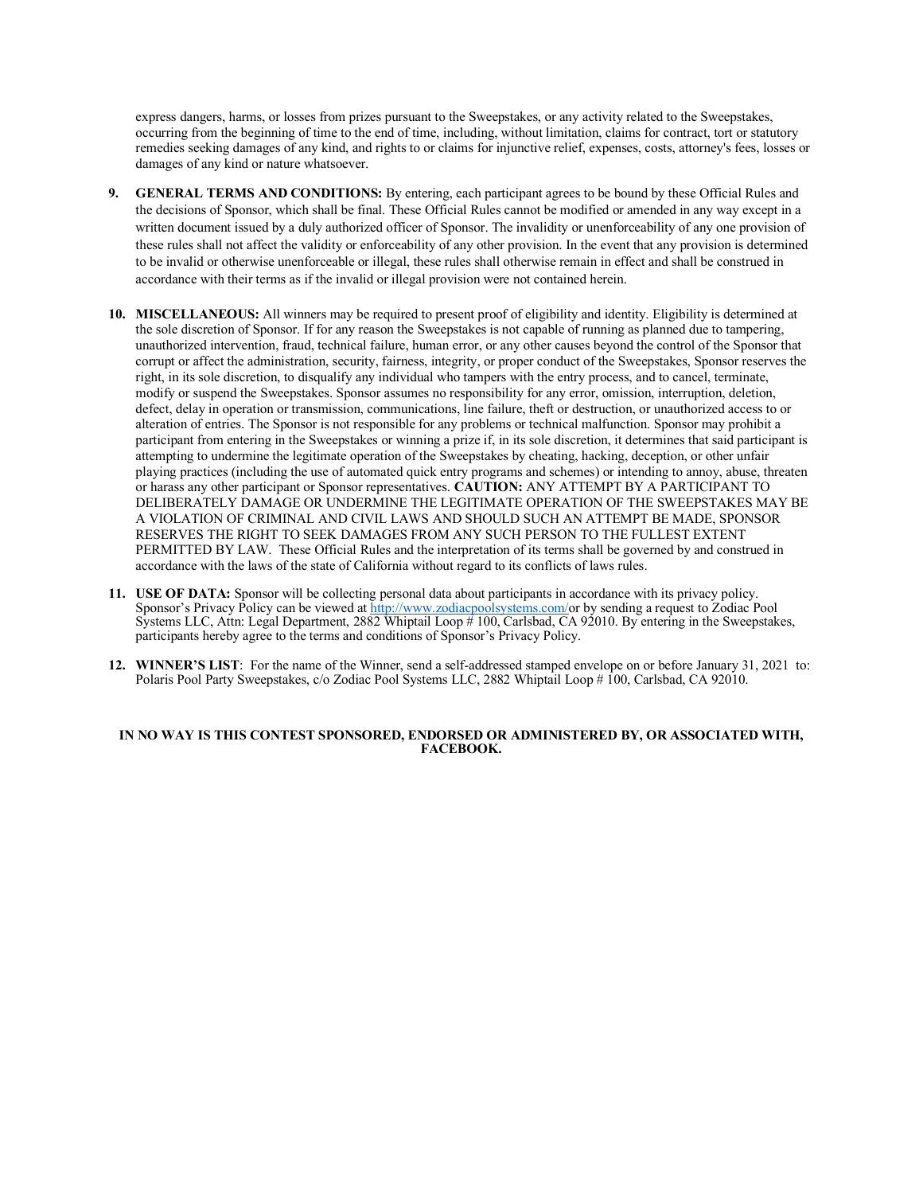express dangers, harms, or losses from prizes pursuant to the Sweepstakes, or any activity related to the Sweepstakes, occurring from the beginning of time to the end of time, including, without limitation, claims for contract, tort or statutory remedies seeking damages of any kind, and rights to or claims for injunctive relief, expenses, costs, attorney's fees, losses or damages of any kind or nature whatsoever.

9. **GENERAL TERMS AND CONDITIONS:** By entering, each participant agrees to be bound by these Official Rules and the decisions of Sponsor, which shall be final. These Official Rules cannot be modified or amended in any way except in a written document issued by a duly authorized officer of Sponsor. The invalidity or unenforceability of any one provision of these rules shall not affect the validity or enforceability of any other provision. In the event that any provision is determined to be invalid or otherwise unenforceable or illegal, these rules shall otherwise remain in effect and shall be construed in accordance with their terms as if the invalid or illegal provision were not contained herein.

10. **MISCELLANEOUS:** All winners may be required to present proof of eligibility and identity. Eligibility is determined at the sole discretion of Sponsor. If for any reason the Sweepstakes is not capable of running as planned due to tampering, unauthorized intervention, fraud, technical failure, human error, or any other causes beyond the control of the Sponsor that corrupt or affect the administration, security, fairness, integrity, or proper conduct of the Sweepstakes, Sponsor reserves the right, in its sole discretion, to disqualify any individual who tampers with the entry process, and to cancel, terminate, modify or suspend the Sweepstakes. Sponsor assumes no responsibility for any error, omission, interruption, deletion, defect, delay in operation or transmission, communications, line failure, theft or destruction, or unauthorized access to or alteration of entries. The Sponsor is not responsible for any problems or technical malfunction. Sponsor may prohibit a participant from entering in the Sweepstakes or winning a prize if, in its sole discretion, it determines that said participant is attempting to undermine the legitimate operation of the Sweepstakes by cheating, hacking, deception, or other unfair playing practices (including the use of automated quick entry programs and schemes) or intending to annoy, abuse, threaten or harass any other participant or Sponsor representatives. **CAUTION:** ANY ATTEMPT BY A PARTICIPANT TO DELIBERATELY DAMAGE OR UNDERMINE THE LEGITIMATE OPERATION OF THE SWEEPSTAKES MAY BE A VIOLATION OF CRIMINAL AND CIVIL LAWS AND SHOULD SUCH AN ATTEMPT BE MADE, SPONSOR RESERVES THE RIGHT TO SEEK DAMAGES FROM ANY SUCH PERSON TO THE FULLEST EXTENT PERMITTED BY LAW. These Official Rules and the interpretation of its terms shall be governed by and construed in accordance with the laws of the state of California without regard to its conflicts of laws rules.

11. **USE OF DATA:** Sponsor will be collecting personal data about participants in accordance with its privacy policy. Sponsor's Privacy Policy can be viewed at http://www.zodiacpoolsystems.com/or by sending a request to Zodiac Pool Systems LLC, Attn: Legal Department, 2882 Whiptail Loop # 100, Carlsbad, CA 92010. By entering in the Sweepstakes, participants hereby agree to the terms and conditions of Sponsor's Privacy Policy.

12. **WINNER'S LIST**: For the name of the Winner, send a self-addressed stamped envelope on or before January 31, 2021 to: Polaris Pool Party Sweepstakes, c/o Zodiac Pool Systems LLC, 2882 Whiptail Loop # 100, Carlsbad, CA 92010.

**IN NO WAY IS THIS CONTEST SPONSORED, ENDORSED OR ADMINISTERED BY, OR ASSOCIATED WITH, FACEBOOK.**